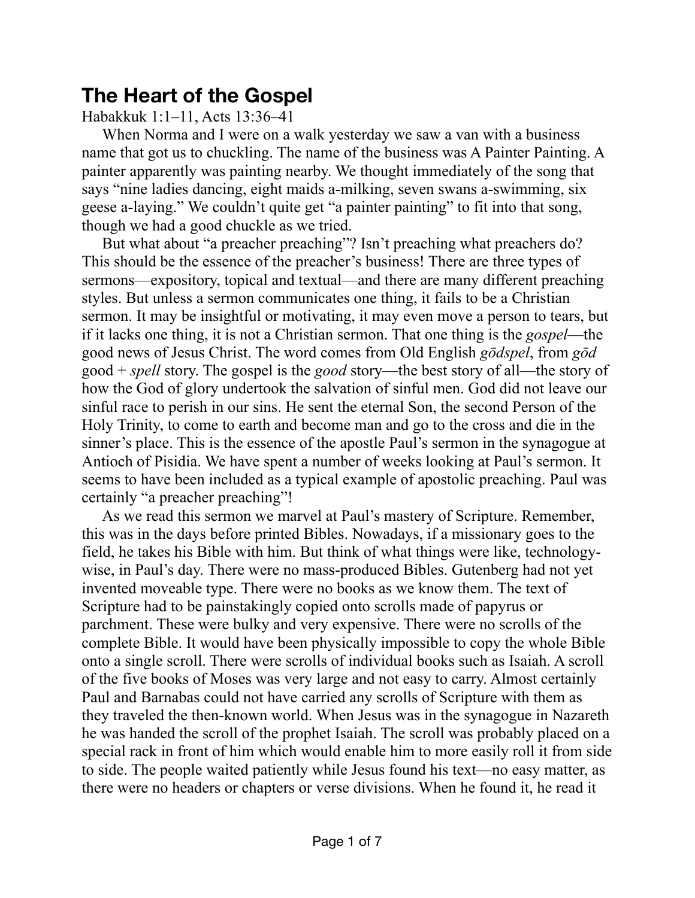# The Heart of the Gospel

Habakkuk 1:1–11, Acts 13:36–41

When Norma and I were on a walk yesterday we saw a van with a business name that got us to chuckling. The name of the business was A Painter Painting. A painter apparently was painting nearby. We thought immediately of the song that says "nine ladies dancing, eight maids a-milking, seven swans a-swimming, six geese a-laying." We couldn't quite get "a painter painting" to fit into that song, though we had a good chuckle as we tried.

But what about "a preacher preaching"? Isn't preaching what preachers do? This should be the essence of the preacher's business! There are three types of sermons—expository, topical and textual—and there are many different preaching styles. But unless a sermon communicates one thing, it fails to be a Christian sermon. It may be insightful or motivating, it may even move a person to tears, but if it lacks one thing, it is not a Christian sermon. That one thing is the *gospel*—the good news of Jesus Christ. The word comes from Old English *gōdspel*, from *gōd* good + *spell* story. The gospel is the *good* story—the best story of all—the story of how the God of glory undertook the salvation of sinful men. God did not leave our sinful race to perish in our sins. He sent the eternal Son, the second Person of the Holy Trinity, to come to earth and become man and go to the cross and die in the sinner's place. This is the essence of the apostle Paul's sermon in the synagogue at Antioch of Pisidia. We have spent a number of weeks looking at Paul's sermon. It seems to have been included as a typical example of apostolic preaching. Paul was certainly "a preacher preaching"!

As we read this sermon we marvel at Paul's mastery of Scripture. Remember, this was in the days before printed Bibles. Nowadays, if a missionary goes to the field, he takes his Bible with him. But think of what things were like, technology-wise, in Paul's day. There were no mass-produced Bibles. Gutenberg had not yet invented moveable type. There were no books as we know them. The text of Scripture had to be painstakingly copied onto scrolls made of papyrus or parchment. These were bulky and very expensive. There were no scrolls of the complete Bible. It would have been physically impossible to copy the whole Bible onto a single scroll. There were scrolls of individual books such as Isaiah. A scroll of the five books of Moses was very large and not easy to carry. Almost certainly Paul and Barnabas could not have carried any scrolls of Scripture with them as they traveled the then-known world. When Jesus was in the synagogue in Nazareth he was handed the scroll of the prophet Isaiah. The scroll was probably placed on a special rack in front of him which would enable him to more easily roll it from side to side. The people waited patiently while Jesus found his text—no easy matter, as there were no headers or chapters or verse divisions. When he found it, he read it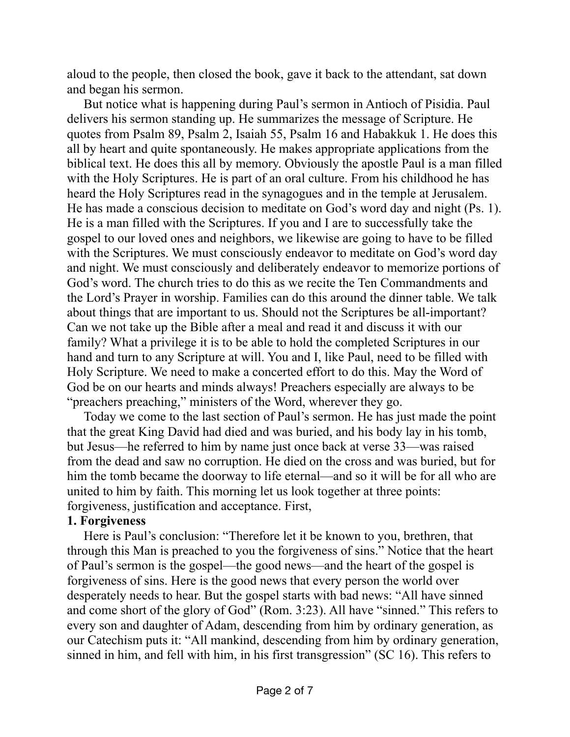aloud to the people, then closed the book, gave it back to the attendant, sat down and began his sermon.

But notice what is happening during Paul's sermon in Antioch of Pisidia. Paul delivers his sermon standing up. He summarizes the message of Scripture. He quotes from Psalm 89, Psalm 2, Isaiah 55, Psalm 16 and Habakkuk 1. He does this all by heart and quite spontaneously. He makes appropriate applications from the biblical text. He does this all by memory. Obviously the apostle Paul is a man filled with the Holy Scriptures. He is part of an oral culture. From his childhood he has heard the Holy Scriptures read in the synagogues and in the temple at Jerusalem. He has made a conscious decision to meditate on God's word day and night (Ps. 1). He is a man filled with the Scriptures. If you and I are to successfully take the gospel to our loved ones and neighbors, we likewise are going to have to be filled with the Scriptures. We must consciously endeavor to meditate on God's word day and night. We must consciously and deliberately endeavor to memorize portions of God's word. The church tries to do this as we recite the Ten Commandments and the Lord's Prayer in worship. Families can do this around the dinner table. We talk about things that are important to us. Should not the Scriptures be all-important? Can we not take up the Bible after a meal and read it and discuss it with our family? What a privilege it is to be able to hold the completed Scriptures in our hand and turn to any Scripture at will. You and I, like Paul, need to be filled with Holy Scripture. We need to make a concerted effort to do this. May the Word of God be on our hearts and minds always! Preachers especially are always to be "preachers preaching," ministers of the Word, wherever they go.

Today we come to the last section of Paul's sermon. He has just made the point that the great King David had died and was buried, and his body lay in his tomb, but Jesus—he referred to him by name just once back at verse 33—was raised from the dead and saw no corruption. He died on the cross and was buried, but for him the tomb became the doorway to life eternal—and so it will be for all who are united to him by faith. This morning let us look together at three points: forgiveness, justification and acceptance. First,

**1. Forgiveness**

Here is Paul's conclusion: "Therefore let it be known to you, brethren, that through this Man is preached to you the forgiveness of sins." Notice that the heart of Paul's sermon is the gospel—the good news—and the heart of the gospel is forgiveness of sins. Here is the good news that every person the world over desperately needs to hear. But the gospel starts with bad news: "All have sinned and come short of the glory of God" (Rom. 3:23). All have "sinned." This refers to every son and daughter of Adam, descending from him by ordinary generation, as our Catechism puts it: "All mankind, descending from him by ordinary generation, sinned in him, and fell with him, in his first transgression" (SC 16). This refers to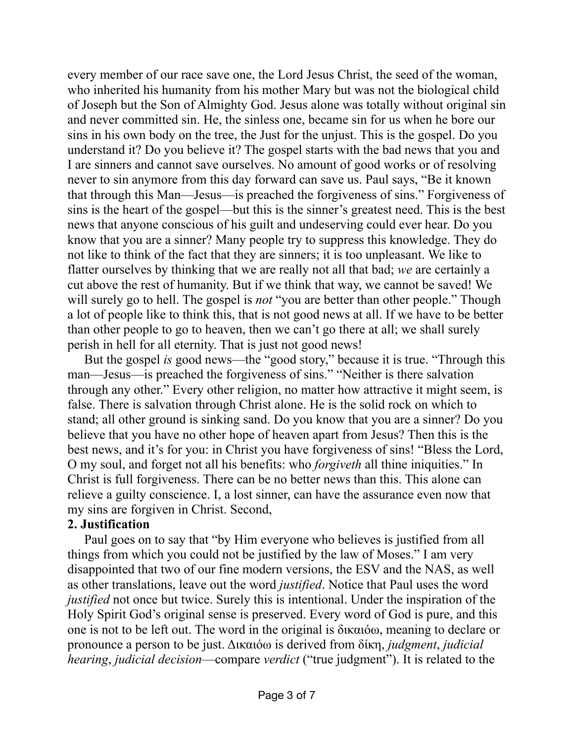every member of our race save one, the Lord Jesus Christ, the seed of the woman, who inherited his humanity from his mother Mary but was not the biological child of Joseph but the Son of Almighty God. Jesus alone was totally without original sin and never committed sin. He, the sinless one, became sin for us when he bore our sins in his own body on the tree, the Just for the unjust. This is the gospel. Do you understand it? Do you believe it? The gospel starts with the bad news that you and I are sinners and cannot save ourselves. No amount of good works or of resolving never to sin anymore from this day forward can save us. Paul says, "Be it known that through this Man—Jesus—is preached the forgiveness of sins." Forgiveness of sins is the heart of the gospel—but this is the sinner's greatest need. This is the best news that anyone conscious of his guilt and undeserving could ever hear. Do you know that you are a sinner? Many people try to suppress this knowledge. They do not like to think of the fact that they are sinners; it is too unpleasant. We like to flatter ourselves by thinking that we are really not all that bad; *we* are certainly a cut above the rest of humanity. But if we think that way, we cannot be saved! We will surely go to hell. The gospel is *not* "you are better than other people." Though a lot of people like to think this, that is not good news at all. If we have to be better than other people to go to heaven, then we can't go there at all; we shall surely perish in hell for all eternity. That is just not good news!

But the gospel *is* good news—the "good story," because it is true. "Through this man—Jesus—is preached the forgiveness of sins." "Neither is there salvation through any other." Every other religion, no matter how attractive it might seem, is false. There is salvation through Christ alone. He is the solid rock on which to stand; all other ground is sinking sand. Do you know that you are a sinner? Do you believe that you have no other hope of heaven apart from Jesus? Then this is the best news, and it's for you: in Christ you have forgiveness of sins! "Bless the Lord, O my soul, and forget not all his benefits: who *forgiveth* all thine iniquities." In Christ is full forgiveness. There can be no better news than this. This alone can relieve a guilty conscience. I, a lost sinner, can have the assurance even now that my sins are forgiven in Christ. Second,

**2. Justification**

Paul goes on to say that "by Him everyone who believes is justified from all things from which you could not be justified by the law of Moses." I am very disappointed that two of our fine modern versions, the ESV and the NAS, as well as other translations, leave out the word *justified*. Notice that Paul uses the word *justified* not once but twice. Surely this is intentional. Under the inspiration of the Holy Spirit God's original sense is preserved. Every word of God is pure, and this one is not to be left out. The word in the original is δικαιόω, meaning to declare or pronounce a person to be just. Δικαιόω is derived from δίκη, *judgment*, *judicial hearing*, *judicial decision*—compare *verdict* ("true judgment"). It is related to the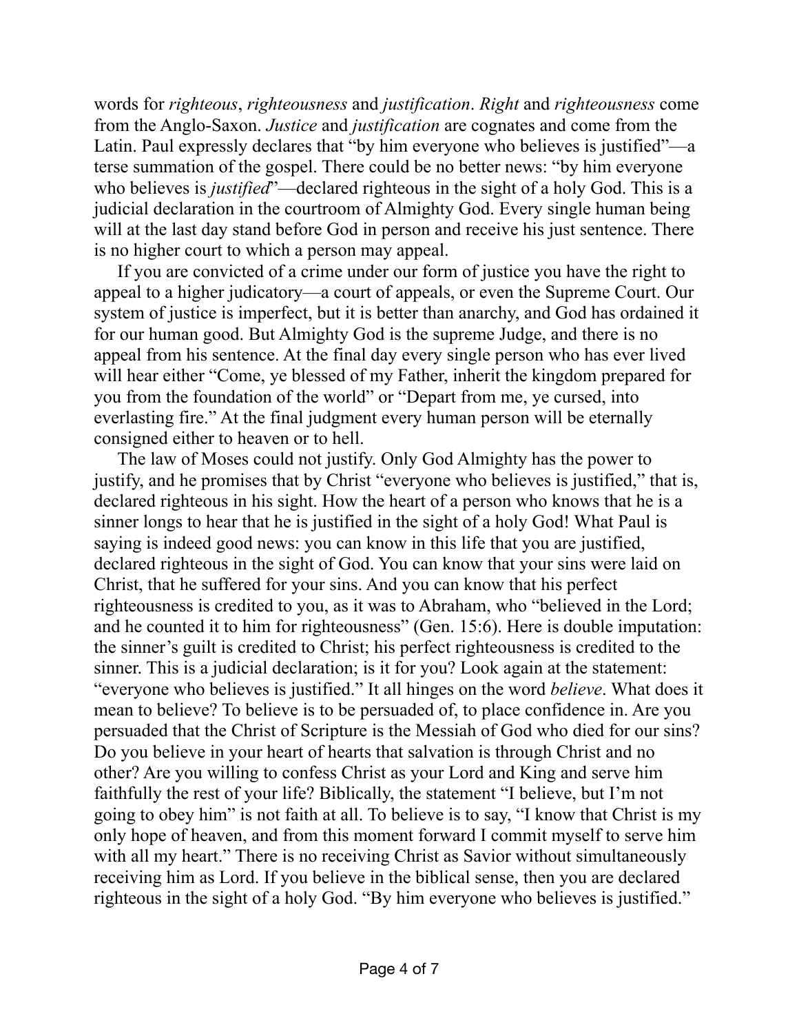words for *righteous*, *righteousness* and *justification*. *Right* and *righteousness* come from the Anglo-Saxon. *Justice* and *justification* are cognates and come from the Latin. Paul expressly declares that "by him everyone who believes is justified"—a terse summation of the gospel. There could be no better news: "by him everyone who believes is *justified*"—declared righteous in the sight of a holy God. This is a judicial declaration in the courtroom of Almighty God. Every single human being will at the last day stand before God in person and receive his just sentence. There is no higher court to which a person may appeal.

If you are convicted of a crime under our form of justice you have the right to appeal to a higher judicatory—a court of appeals, or even the Supreme Court. Our system of justice is imperfect, but it is better than anarchy, and God has ordained it for our human good. But Almighty God is the supreme Judge, and there is no appeal from his sentence. At the final day every single person who has ever lived will hear either "Come, ye blessed of my Father, inherit the kingdom prepared for you from the foundation of the world" or "Depart from me, ye cursed, into everlasting fire." At the final judgment every human person will be eternally consigned either to heaven or to hell.

The law of Moses could not justify. Only God Almighty has the power to justify, and he promises that by Christ "everyone who believes is justified," that is, declared righteous in his sight. How the heart of a person who knows that he is a sinner longs to hear that he is justified in the sight of a holy God! What Paul is saying is indeed good news: you can know in this life that you are justified, declared righteous in the sight of God. You can know that your sins were laid on Christ, that he suffered for your sins. And you can know that his perfect righteousness is credited to you, as it was to Abraham, who "believed in the Lord; and he counted it to him for righteousness" (Gen. 15:6). Here is double imputation: the sinner's guilt is credited to Christ; his perfect righteousness is credited to the sinner. This is a judicial declaration; is it for you? Look again at the statement: "everyone who believes is justified." It all hinges on the word *believe*. What does it mean to believe? To believe is to be persuaded of, to place confidence in. Are you persuaded that the Christ of Scripture is the Messiah of God who died for our sins? Do you believe in your heart of hearts that salvation is through Christ and no other? Are you willing to confess Christ as your Lord and King and serve him faithfully the rest of your life? Biblically, the statement "I believe, but I'm not going to obey him" is not faith at all. To believe is to say, "I know that Christ is my only hope of heaven, and from this moment forward I commit myself to serve him with all my heart." There is no receiving Christ as Savior without simultaneously receiving him as Lord. If you believe in the biblical sense, then you are declared righteous in the sight of a holy God. "By him everyone who believes is justified."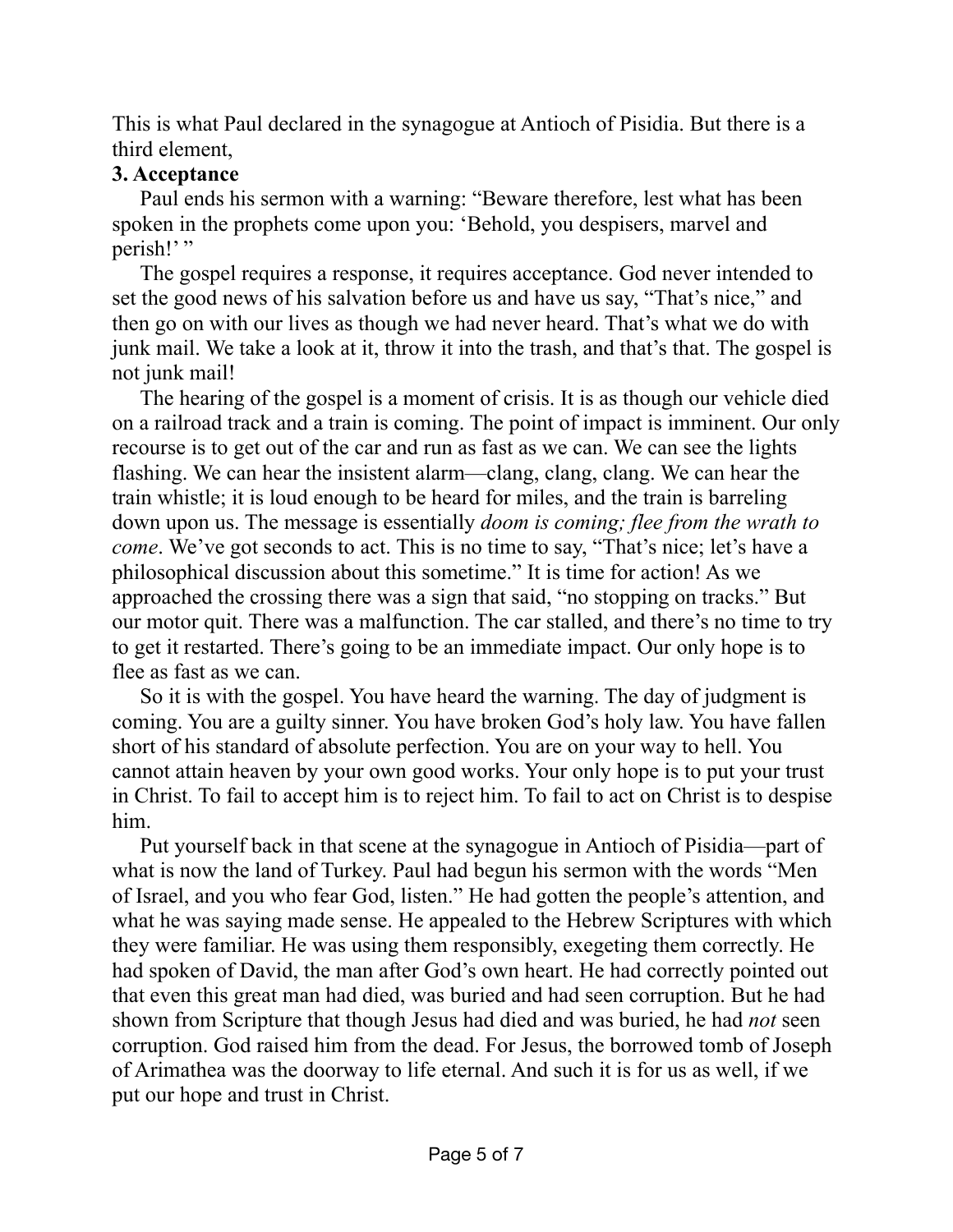This is what Paul declared in the synagogue at Antioch of Pisidia. But there is a third element,

**3. Acceptance**

Paul ends his sermon with a warning: "Beware therefore, lest what has been spoken in the prophets come upon you: 'Behold, you despisers, marvel and perish!' "

The gospel requires a response, it requires acceptance. God never intended to set the good news of his salvation before us and have us say, "That's nice," and then go on with our lives as though we had never heard. That's what we do with junk mail. We take a look at it, throw it into the trash, and that's that. The gospel is not junk mail!

The hearing of the gospel is a moment of crisis. It is as though our vehicle died on a railroad track and a train is coming. The point of impact is imminent. Our only recourse is to get out of the car and run as fast as we can. We can see the lights flashing. We can hear the insistent alarm—clang, clang, clang. We can hear the train whistle; it is loud enough to be heard for miles, and the train is barreling down upon us. The message is essentially *doom is coming; flee from the wrath to come*. We've got seconds to act. This is no time to say, "That's nice; let's have a philosophical discussion about this sometime." It is time for action! As we approached the crossing there was a sign that said, "no stopping on tracks." But our motor quit. There was a malfunction. The car stalled, and there's no time to try to get it restarted. There's going to be an immediate impact. Our only hope is to flee as fast as we can.

So it is with the gospel. You have heard the warning. The day of judgment is coming. You are a guilty sinner. You have broken God's holy law. You have fallen short of his standard of absolute perfection. You are on your way to hell. You cannot attain heaven by your own good works. Your only hope is to put your trust in Christ. To fail to accept him is to reject him. To fail to act on Christ is to despise him.

Put yourself back in that scene at the synagogue in Antioch of Pisidia—part of what is now the land of Turkey. Paul had begun his sermon with the words "Men of Israel, and you who fear God, listen." He had gotten the people's attention, and what he was saying made sense. He appealed to the Hebrew Scriptures with which they were familiar. He was using them responsibly, exegeting them correctly. He had spoken of David, the man after God's own heart. He had correctly pointed out that even this great man had died, was buried and had seen corruption. But he had shown from Scripture that though Jesus had died and was buried, he had *not* seen corruption. God raised him from the dead. For Jesus, the borrowed tomb of Joseph of Arimathea was the doorway to life eternal. And such it is for us as well, if we put our hope and trust in Christ.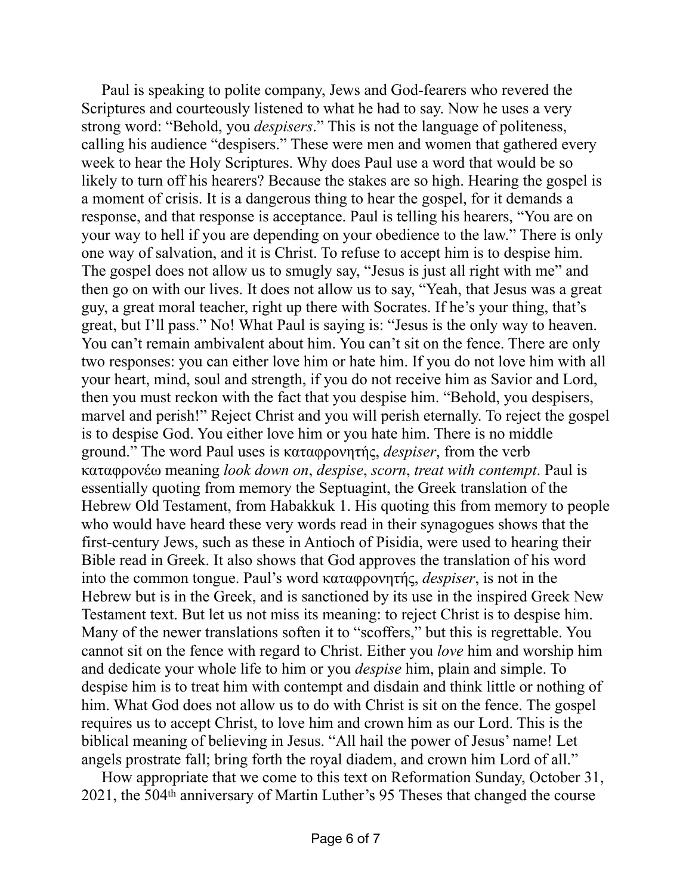Paul is speaking to polite company, Jews and God-fearers who revered the Scriptures and courteously listened to what he had to say. Now he uses a very strong word: "Behold, you *despisers*." This is not the language of politeness, calling his audience "despisers." These were men and women that gathered every week to hear the Holy Scriptures. Why does Paul use a word that would be so likely to turn off his hearers? Because the stakes are so high. Hearing the gospel is a moment of crisis. It is a dangerous thing to hear the gospel, for it demands a response, and that response is acceptance. Paul is telling his hearers, "You are on your way to hell if you are depending on your obedience to the law." There is only one way of salvation, and it is Christ. To refuse to accept him is to despise him. The gospel does not allow us to smugly say, "Jesus is just all right with me" and then go on with our lives. It does not allow us to say, "Yeah, that Jesus was a great guy, a great moral teacher, right up there with Socrates. If he's your thing, that's great, but I'll pass." No! What Paul is saying is: "Jesus is the only way to heaven. You can't remain ambivalent about him. You can't sit on the fence. There are only two responses: you can either love him or hate him. If you do not love him with all your heart, mind, soul and strength, if you do not receive him as Savior and Lord, then you must reckon with the fact that you despise him. "Behold, you despisers, marvel and perish!" Reject Christ and you will perish eternally. To reject the gospel is to despise God. You either love him or you hate him. There is no middle ground." The word Paul uses is καταφρονητής, *despiser*, from the verb καταφρονέω meaning *look down on*, *despise*, *scorn*, *treat with contempt*. Paul is essentially quoting from memory the Septuagint, the Greek translation of the Hebrew Old Testament, from Habakkuk 1. His quoting this from memory to people who would have heard these very words read in their synagogues shows that the first-century Jews, such as these in Antioch of Pisidia, were used to hearing their Bible read in Greek. It also shows that God approves the translation of his word into the common tongue. Paul's word καταφρονητής, *despiser*, is not in the Hebrew but is in the Greek, and is sanctioned by its use in the inspired Greek New Testament text. But let us not miss its meaning: to reject Christ is to despise him. Many of the newer translations soften it to "scoffers," but this is regrettable. You cannot sit on the fence with regard to Christ. Either you *love* him and worship him and dedicate your whole life to him or you *despise* him, plain and simple. To despise him is to treat him with contempt and disdain and think little or nothing of him. What God does not allow us to do with Christ is sit on the fence. The gospel requires us to accept Christ, to love him and crown him as our Lord. This is the biblical meaning of believing in Jesus. "All hail the power of Jesus' name! Let angels prostrate fall; bring forth the royal diadem, and crown him Lord of all."

How appropriate that we come to this text on Reformation Sunday, October 31, 2021, the 504th anniversary of Martin Luther's 95 Theses that changed the course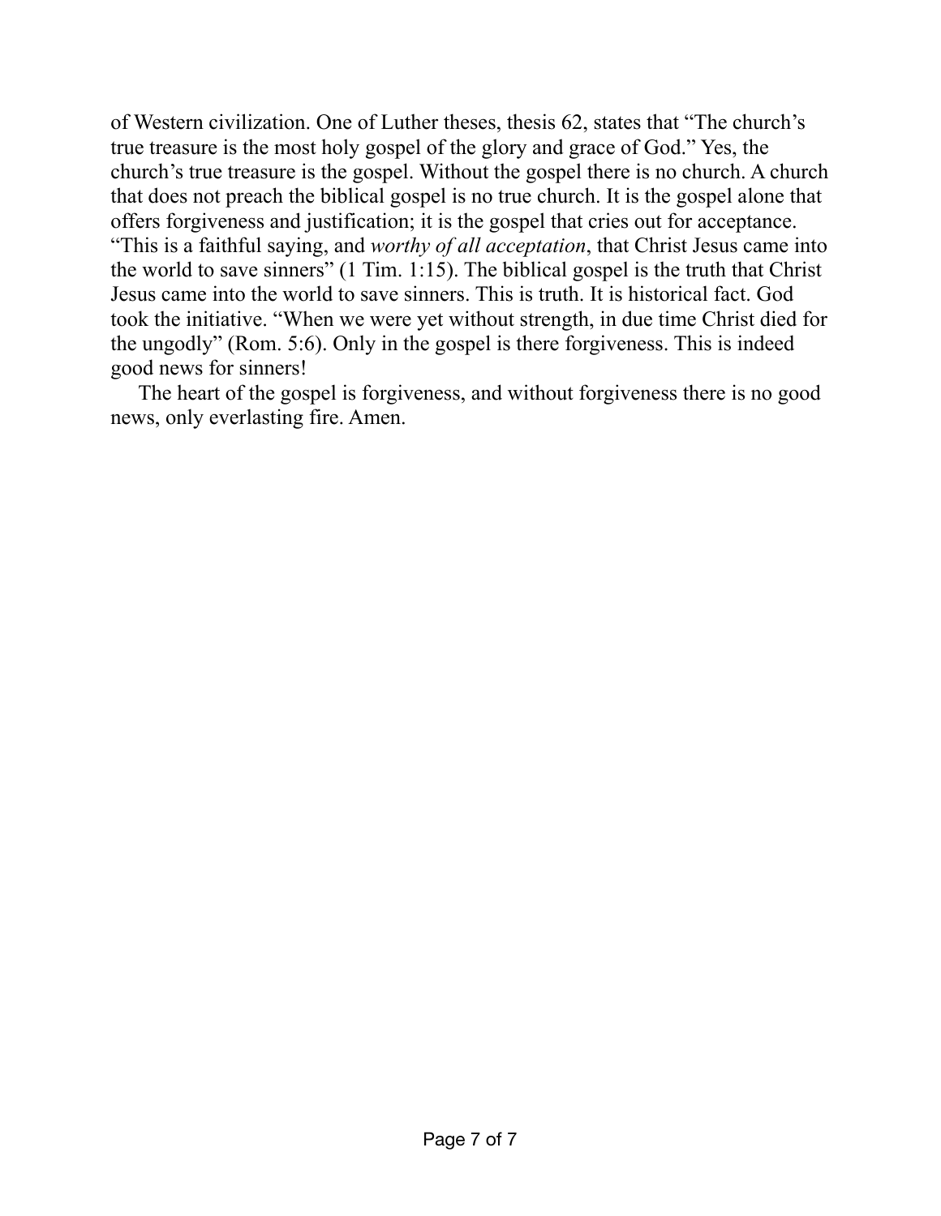of Western civilization. One of Luther theses, thesis 62, states that "The church's true treasure is the most holy gospel of the glory and grace of God." Yes, the church's true treasure is the gospel. Without the gospel there is no church. A church that does not preach the biblical gospel is no true church. It is the gospel alone that offers forgiveness and justification; it is the gospel that cries out for acceptance. "This is a faithful saying, and *worthy of all acceptation*, that Christ Jesus came into the world to save sinners" (1 Tim. 1:15). The biblical gospel is the truth that Christ Jesus came into the world to save sinners. This is truth. It is historical fact. God took the initiative. "When we were yet without strength, in due time Christ died for the ungodly" (Rom. 5:6). Only in the gospel is there forgiveness. This is indeed good news for sinners!

The heart of the gospel is forgiveness, and without forgiveness there is no good news, only everlasting fire. Amen.